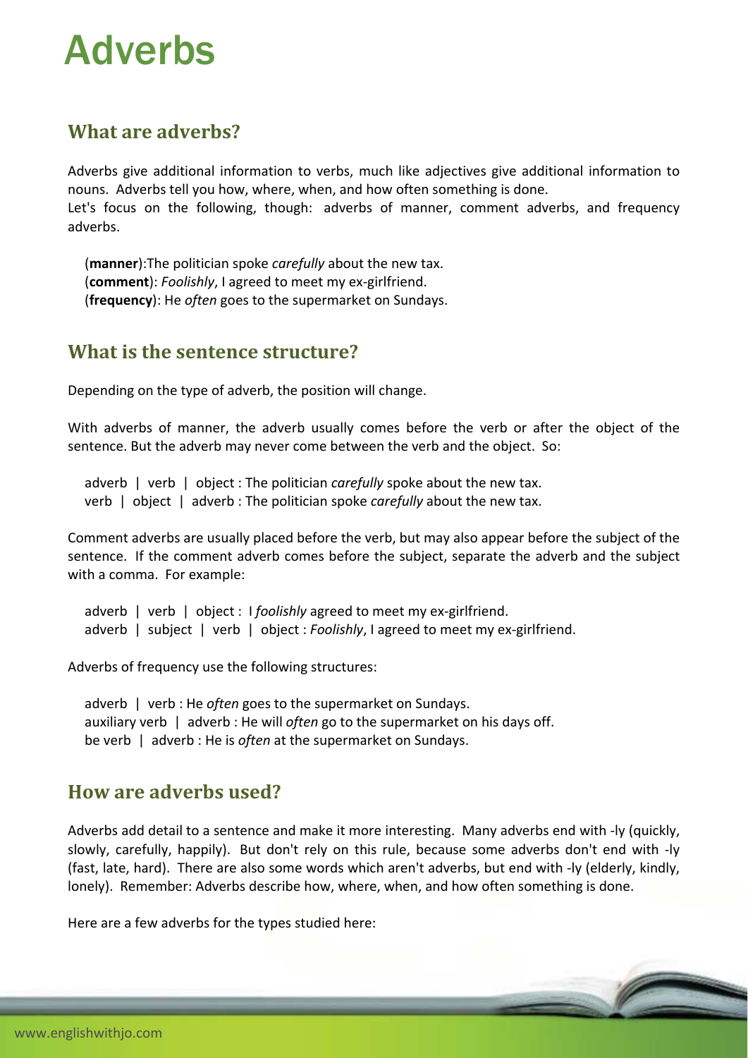# Adverbs

## What are adverbs?

Adverbs give additional information to verbs, much like adjectives give additional information to nouns. Adverbs tell you how, where, when, and how often something is done.
Let's focus on the following, though: adverbs of manner, comment adverbs, and frequency adverbs.

(**manner**):The politician spoke *carefully* about the new tax.
(**comment**): *Foolishly*, I agreed to meet my ex-girlfriend.
(**frequency**): He *often* goes to the supermarket on Sundays.

## What is the sentence structure?

Depending on the type of adverb, the position will change.

With adverbs of manner, the adverb usually comes before the verb or after the object of the sentence. But the adverb may never come between the verb and the object. So:

adverb | verb | object : The politician *carefully* spoke about the new tax.
verb | object | adverb : The politician spoke *carefully* about the new tax.

Comment adverbs are usually placed before the verb, but may also appear before the subject of the sentence. If the comment adverb comes before the subject, separate the adverb and the subject with a comma. For example:

adverb | verb | object : I *foolishly* agreed to meet my ex-girlfriend.
adverb | subject | verb | object : *Foolishly*, I agreed to meet my ex-girlfriend.

Adverbs of frequency use the following structures:

adverb | verb : He *often* goes to the supermarket on Sundays.
auxiliary verb | adverb : He will *often* go to the supermarket on his days off.
be verb | adverb : He is *often* at the supermarket on Sundays.

## How are adverbs used?

Adverbs add detail to a sentence and make it more interesting. Many adverbs end with -ly (quickly, slowly, carefully, happily). But don't rely on this rule, because some adverbs don't end with -ly (fast, late, hard). There are also some words which aren't adverbs, but end with -ly (elderly, kindly, lonely). Remember: Adverbs describe how, where, when, and how often something is done.

Here are a few adverbs for the types studied here: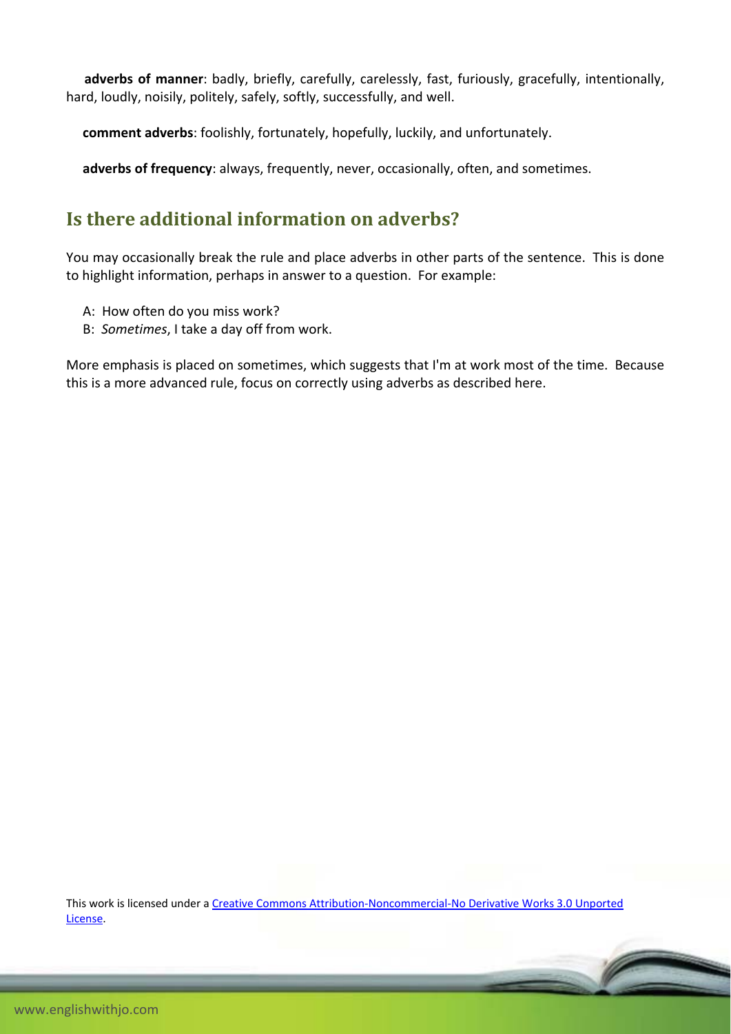**adverbs of manner**: badly, briefly, carefully, carelessly, fast, furiously, gracefully, intentionally, hard, loudly, noisily, politely, safely, softly, successfully, and well.

**comment adverbs**: foolishly, fortunately, hopefully, luckily, and unfortunately.

**adverbs of frequency**: always, frequently, never, occasionally, often, and sometimes.

## Is there additional information on adverbs?

You may occasionally break the rule and place adverbs in other parts of the sentence. This is done to highlight information, perhaps in answer to a question. For example:

A: How often do you miss work?
B: *Sometimes*, I take a day off from work.

More emphasis is placed on sometimes, which suggests that I'm at work most of the time. Because this is a more advanced rule, focus on correctly using adverbs as described here.

This work is licensed under a [Creative Commons Attribution-Noncommercial-No Derivative Works 3.0 Unported License](Creative Commons Attribution-Noncommercial-No Derivative Works 3.0 Unported License).